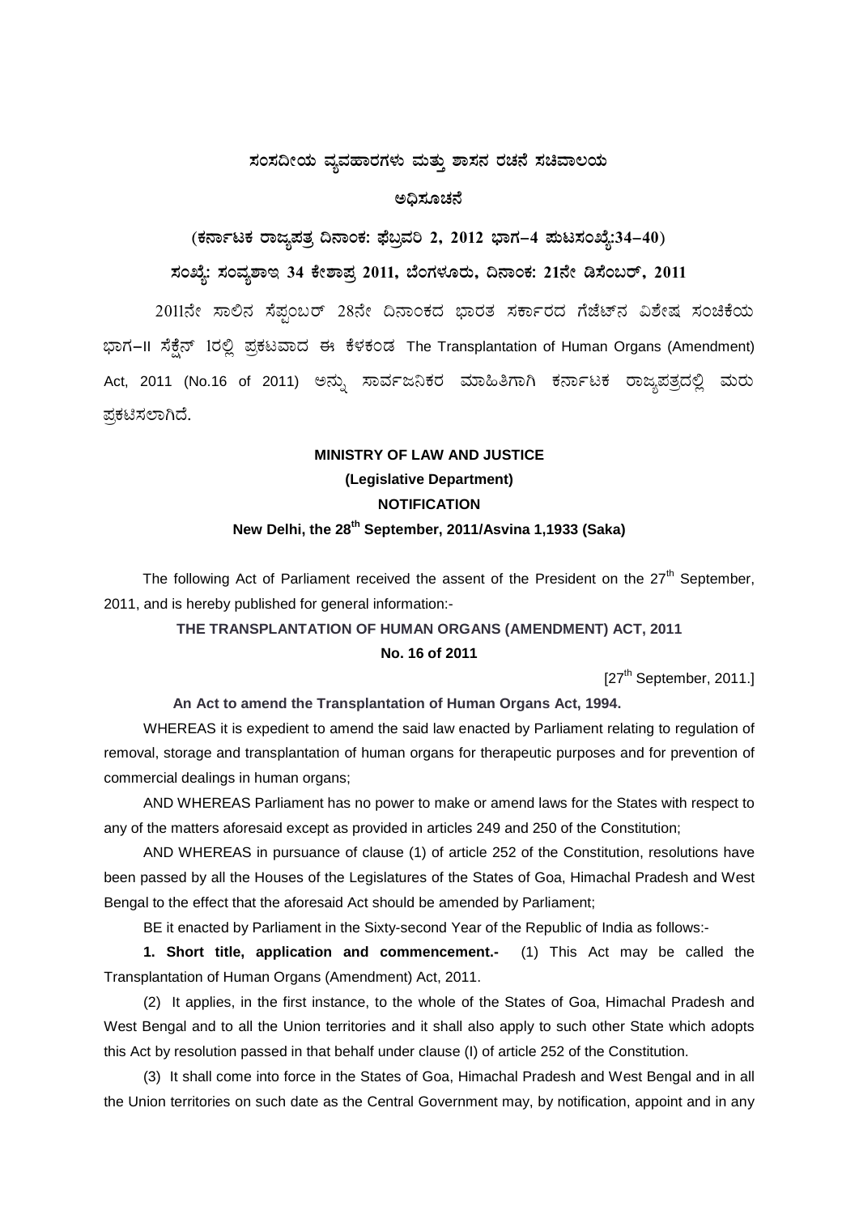# ಸಂಸದೀಯ ವ್ಯವಹಾರಗಳು ಮತ್ತು ಶಾಸನ ರಚನೆ ಸಚಿವಾಲಯ

## ಅಧಿಸೂಚನೆ

**(ಕರ್ನಾಟಕ ರಾಜ್ಯಪತ್ರ ದಿನಾಂಕ: ಫೆಬ್ರವರಿ 2, 2012 ಭಾಗ–4 ಪುಟಸಂಖ್ಯೆ:34–40)**

**ಸಂಖ್ಯೆ: ಸಂವ್ಯಶಾಇ 34 ಕೇಶಾಪ್ರ 2011, ಬೆಂಗಳೂರು, ದಿನಾಂಕ: 21ನೇ ಡಿಸೆಂಬರ್, 2011**

2011ನೇ ಸಾಲಿನ ಸೆಪ್ಟಂಬರ್ 28ನೇ ದಿನಾಂಕದ ಭಾರತ ಸರ್ಕಾರದ ಗೆಜೆಟ್‌ನ ವಿಶೇಷ ಸಂಚಿಕೆಯ ಭಾಗ–II ಸೆಕ್ಷನ್ 1ರಲ್ಲಿ ಪ್ರಕಟವಾದ ಈ ಕೆಳಕಂಡ The Transplantation of Human Organs (Amendment) Act, 2011 (No.16 of 2011) ಅನ್ನು ಸಾರ್ವಜನಿಕರ ಮಾಹಿತಿಗಾಗಿ ಕರ್ನಾಟಕ ರಾಜ್ಯಪತ್ರದಲ್ಲಿ ಮರು ಪ್ರಕಟಿಸಲಾಗಿದೆ.

**MINISTRY OF LAW AND JUSTICE**

**(Legislative Department)**

**NOTIFICATION**

**New Delhi, the 28th September, 2011/Asvina 1,1933 (Saka)**

The following Act of Parliament received the assent of the President on the 27th September, 2011, and is hereby published for general information:-

**THE TRANSPLANTATION OF HUMAN ORGANS (AMENDMENT) ACT, 2011**

**No. 16 of 2011**

[27th September, 2011.]

**An Act to amend the Transplantation of Human Organs Act, 1994.**

WHEREAS it is expedient to amend the said law enacted by Parliament relating to regulation of removal, storage and transplantation of human organs for therapeutic purposes and for prevention of commercial dealings in human organs;

AND WHEREAS Parliament has no power to make or amend laws for the States with respect to any of the matters aforesaid except as provided in articles 249 and 250 of the Constitution;

AND WHEREAS in pursuance of clause (1) of article 252 of the Constitution, resolutions have been passed by all the Houses of the Legislatures of the States of Goa, Himachal Pradesh and West Bengal to the effect that the aforesaid Act should be amended by Parliament;

BE it enacted by Parliament in the Sixty-second Year of the Republic of India as follows:-

**1. Short title, application and commencement.-** (1) This Act may be called the Transplantation of Human Organs (Amendment) Act, 2011.

(2) It applies, in the first instance, to the whole of the States of Goa, Himachal Pradesh and West Bengal and to all the Union territories and it shall also apply to such other State which adopts this Act by resolution passed in that behalf under clause (I) of article 252 of the Constitution.

(3) It shall come into force in the States of Goa, Himachal Pradesh and West Bengal and in all the Union territories on such date as the Central Government may, by notification, appoint and in any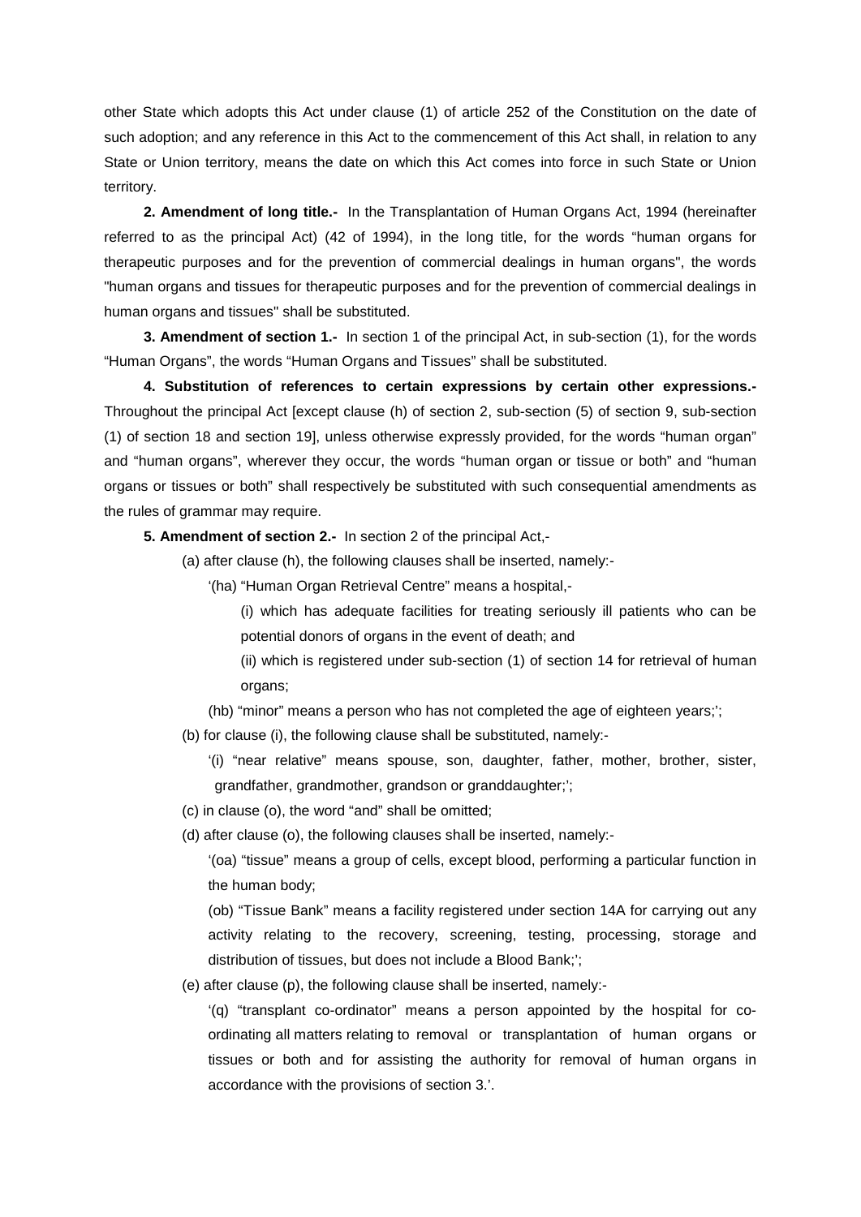other State which adopts this Act under clause (1) of article 252 of the Constitution on the date of such adoption; and any reference in this Act to the commencement of this Act shall, in relation to any State or Union territory, means the date on which this Act comes into force in such State or Union territory.

**2. Amendment of long title.-** In the Transplantation of Human Organs Act, 1994 (hereinafter referred to as the principal Act) (42 of 1994), in the long title, for the words "human organs for therapeutic purposes and for the prevention of commercial dealings in human organs", the words "human organs and tissues for therapeutic purposes and for the prevention of commercial dealings in human organs and tissues" shall be substituted.

**3. Amendment of section 1.-** In section 1 of the principal Act, in sub-section (1), for the words "Human Organs", the words "Human Organs and Tissues" shall be substituted.

**4. Substitution of references to certain expressions by certain other expressions.-** Throughout the principal Act [except clause (h) of section 2, sub-section (5) of section 9, sub-section (1) of section 18 and section 19], unless otherwise expressly provided, for the words "human organ" and "human organs", wherever they occur, the words "human organ or tissue or both" and "human organs or tissues or both" shall respectively be substituted with such consequential amendments as the rules of grammar may require.

**5. Amendment of section 2.-** In section 2 of the principal Act,-

(a) after clause (h), the following clauses shall be inserted, namely:-

'(ha) "Human Organ Retrieval Centre" means a hospital,-

(i) which has adequate facilities for treating seriously ill patients who can be potential donors of organs in the event of death; and

(ii) which is registered under sub-section (1) of section 14 for retrieval of human organs;

(hb) "minor" means a person who has not completed the age of eighteen years;';

(b) for clause (i), the following clause shall be substituted, namely:-

'(i) "near relative" means spouse, son, daughter, father, mother, brother, sister, grandfather, grandmother, grandson or granddaughter;';

(c) in clause (o), the word "and" shall be omitted;

(d) after clause (o), the following clauses shall be inserted, namely:-

'(oa) "tissue" means a group of cells, except blood, performing a particular function in the human body;

(ob) "Tissue Bank" means a facility registered under section 14A for carrying out any activity relating to the recovery, screening, testing, processing, storage and distribution of tissues, but does not include a Blood Bank;';

(e) after clause (p), the following clause shall be inserted, namely:-

'(q) "transplant co-ordinator" means a person appointed by the hospital for co-ordinating all matters relating to removal or transplantation of human organs or tissues or both and for assisting the authority for removal of human organs in accordance with the provisions of section 3.'.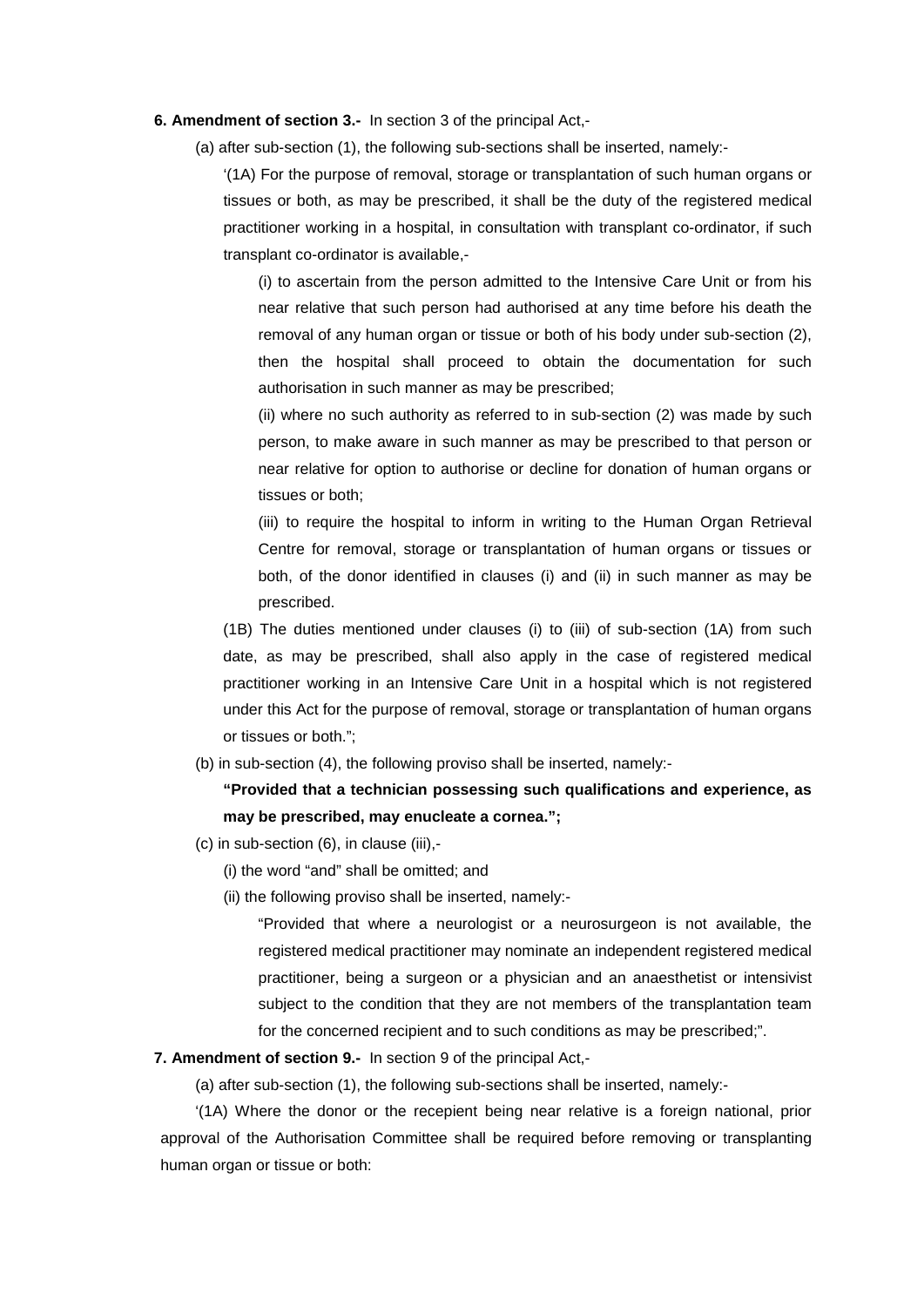**6. Amendment of section 3.-** In section 3 of the principal Act,-

(a) after sub-section (1), the following sub-sections shall be inserted, namely:-

'(1A) For the purpose of removal, storage or transplantation of such human organs or tissues or both, as may be prescribed, it shall be the duty of the registered medical practitioner working in a hospital, in consultation with transplant co-ordinator, if such transplant co-ordinator is available,-

(i) to ascertain from the person admitted to the Intensive Care Unit or from his near relative that such person had authorised at any time before his death the removal of any human organ or tissue or both of his body under sub-section (2), then the hospital shall proceed to obtain the documentation for such authorisation in such manner as may be prescribed;

(ii) where no such authority as referred to in sub-section (2) was made by such person, to make aware in such manner as may be prescribed to that person or near relative for option to authorise or decline for donation of human organs or tissues or both;

(iii) to require the hospital to inform in writing to the Human Organ Retrieval Centre for removal, storage or transplantation of human organs or tissues or both, of the donor identified in clauses (i) and (ii) in such manner as may be prescribed.

(1B) The duties mentioned under clauses (i) to (iii) of sub-section (1A) from such date, as may be prescribed, shall also apply in the case of registered medical practitioner working in an Intensive Care Unit in a hospital which is not registered under this Act for the purpose of removal, storage or transplantation of human organs or tissues or both.";

(b) in sub-section (4), the following proviso shall be inserted, namely:-

**"Provided that a technician possessing such qualifications and experience, as may be prescribed, may enucleate a cornea.";**

(c) in sub-section (6), in clause (iii),-

(i) the word "and" shall be omitted; and

(ii) the following proviso shall be inserted, namely:-

"Provided that where a neurologist or a neurosurgeon is not available, the registered medical practitioner may nominate an independent registered medical practitioner, being a surgeon or a physician and an anaesthetist or intensivist subject to the condition that they are not members of the transplantation team for the concerned recipient and to such conditions as may be prescribed;".

**7. Amendment of section 9.-** In section 9 of the principal Act,-

(a) after sub-section (1), the following sub-sections shall be inserted, namely:-

'(1A) Where the donor or the recepient being near relative is a foreign national, prior approval of the Authorisation Committee shall be required before removing or transplanting human organ or tissue or both: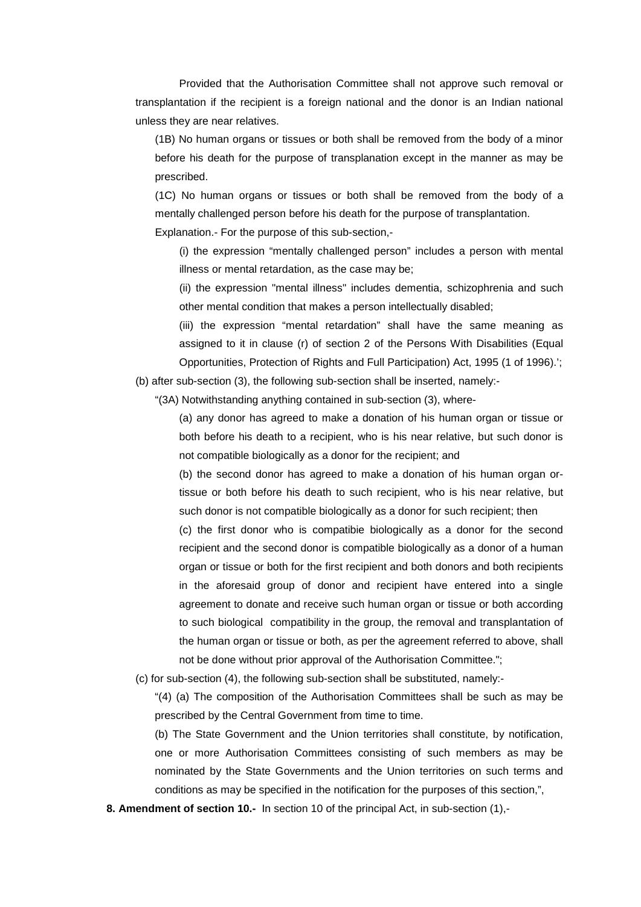Provided that the Authorisation Committee shall not approve such removal or transplantation if the recipient is a foreign national and the donor is an Indian national unless they are near relatives.

(1B) No human organs or tissues or both shall be removed from the body of a minor before his death for the purpose of transplanation except in the manner as may be prescribed.

(1C) No human organs or tissues or both shall be removed from the body of a mentally challenged person before his death for the purpose of transplantation.

Explanation.- For the purpose of this sub-section,-

(i) the expression "mentally challenged person" includes a person with mental illness or mental retardation, as the case may be;

(ii) the expression "mental illness" includes dementia, schizophrenia and such other mental condition that makes a person intellectually disabled;

(iii) the expression "mental retardation" shall have the same meaning as assigned to it in clause (r) of section 2 of the Persons With Disabilities (Equal Opportunities, Protection of Rights and Full Participation) Act, 1995 (1 of 1996).';

(b) after sub-section (3), the following sub-section shall be inserted, namely:-

"(3A) Notwithstanding anything contained in sub-section (3), where-

(a) any donor has agreed to make a donation of his human organ or tissue or both before his death to a recipient, who is his near relative, but such donor is not compatible biologically as a donor for the recipient; and

(b) the second donor has agreed to make a donation of his human organ or-tissue or both before his death to such recipient, who is his near relative, but such donor is not compatible biologically as a donor for such recipient; then

(c) the first donor who is compatibie biologically as a donor for the second recipient and the second donor is compatible biologically as a donor of a human organ or tissue or both for the first recipient and both donors and both recipients in the aforesaid group of donor and recipient have entered into a single agreement to donate and receive such human organ or tissue or both according to such biological compatibility in the group, the removal and transplantation of the human organ or tissue or both, as per the agreement referred to above, shall not be done without prior approval of the Authorisation Committee.";

(c) for sub-section (4), the following sub-section shall be substituted, namely:-

"(4) (a) The composition of the Authorisation Committees shall be such as may be prescribed by the Central Government from time to time.

(b) The State Government and the Union territories shall constitute, by notification, one or more Authorisation Committees consisting of such members as may be nominated by the State Governments and the Union territories on such terms and conditions as may be specified in the notification for the purposes of this section,",

**8. Amendment of section 10.-** In section 10 of the principal Act, in sub-section (1),-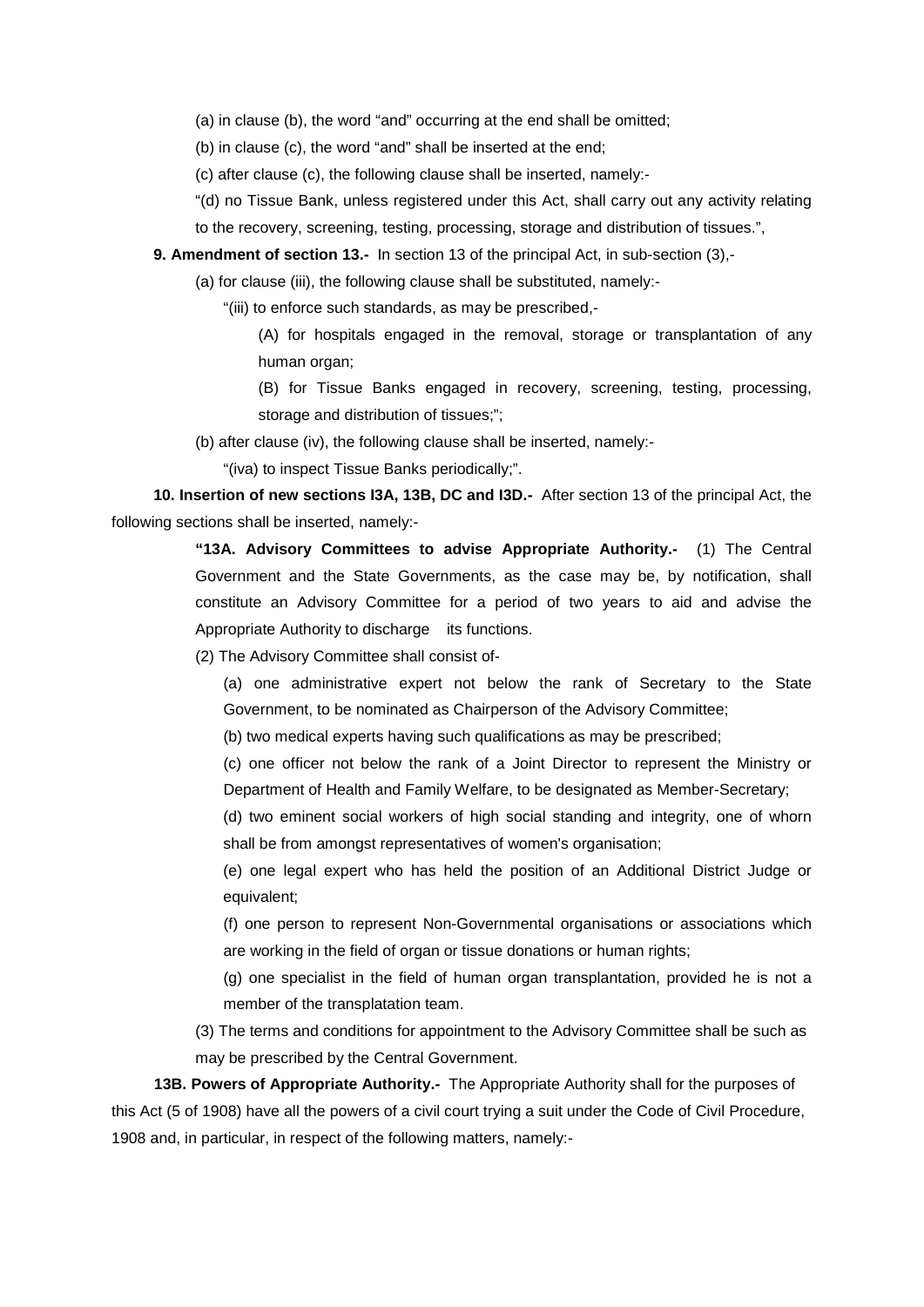(a) in clause (b), the word "and" occurring at the end shall be omitted;

(b) in clause (c), the word "and" shall be inserted at the end;

(c) after clause (c), the following clause shall be inserted, namely:-

"(d) no Tissue Bank, unless registered under this Act, shall carry out any activity relating to the recovery, screening, testing, processing, storage and distribution of tissues.",

**9. Amendment of section 13.-** In section 13 of the principal Act, in sub-section (3),-

(a) for clause (iii), the following clause shall be substituted, namely:-

"(iii) to enforce such standards, as may be prescribed,-

(A) for hospitals engaged in the removal, storage or transplantation of any human organ;

(B) for Tissue Banks engaged in recovery, screening, testing, processing, storage and distribution of tissues;";

(b) after clause (iv), the following clause shall be inserted, namely:-

"(iva) to inspect Tissue Banks periodically;".

**10. Insertion of new sections I3A, 13B, DC and I3D.-** After section 13 of the principal Act, the following sections shall be inserted, namely:-

**"13A. Advisory Committees to advise Appropriate Authority.-** (1) The Central Government and the State Governments, as the case may be, by notification, shall constitute an Advisory Committee for a period of two years to aid and advise the Appropriate Authority to discharge its functions.

(2) The Advisory Committee shall consist of-

(a) one administrative expert not below the rank of Secretary to the State Government, to be nominated as Chairperson of the Advisory Committee;

(b) two medical experts having such qualifications as may be prescribed;

(c) one officer not below the rank of a Joint Director to represent the Ministry or Department of Health and Family Welfare, to be designated as Member-Secretary;

(d) two eminent social workers of high social standing and integrity, one of whorn shall be from amongst representatives of women's organisation;

(e) one legal expert who has held the position of an Additional District Judge or equivalent;

(f) one person to represent Non-Governmental organisations or associations which are working in the field of organ or tissue donations or human rights;

(g) one specialist in the field of human organ transplantation, provided he is not a member of the transplatation team.

(3) The terms and conditions for appointment to the Advisory Committee shall be such as may be prescribed by the Central Government.

**13B. Powers of Appropriate Authority.-** The Appropriate Authority shall for the purposes of this Act (5 of 1908) have all the powers of a civil court trying a suit under the Code of Civil Procedure, 1908 and, in particular, in respect of the following matters, namely:-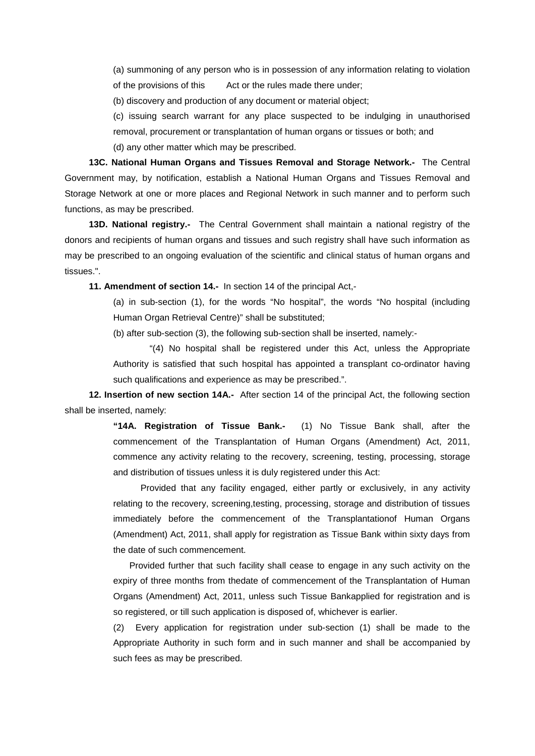(a) summoning of any person who is in possession of any information relating to violation of the provisions of this Act or the rules made there under;

(b) discovery and production of any document or material object;

(c) issuing search warrant for any place suspected to be indulging in unauthorised removal, procurement or transplantation of human organs or tissues or both; and

(d) any other matter which may be prescribed.

**13C. National Human Organs and Tissues Removal and Storage Network.-** The Central Government may, by notification, establish a National Human Organs and Tissues Removal and Storage Network at one or more places and Regional Network in such manner and to perform such functions, as may be prescribed.

**13D. National registry.-** The Central Government shall maintain a national registry of the donors and recipients of human organs and tissues and such registry shall have such information as may be prescribed to an ongoing evaluation of the scientific and clinical status of human organs and tissues.".

**11. Amendment of section 14.-** In section 14 of the principal Act,-

(a) in sub-section (1), for the words "No hospital", the words "No hospital (including Human Organ Retrieval Centre)" shall be substituted;

(b) after sub-section (3), the following sub-section shall be inserted, namely:-

"(4) No hospital shall be registered under this Act, unless the Appropriate Authority is satisfied that such hospital has appointed a transplant co-ordinator having such qualifications and experience as may be prescribed.".

**12. Insertion of new section 14A.-** After section 14 of the principal Act, the following section shall be inserted, namely:

**"14A. Registration of Tissue Bank.-** (1) No Tissue Bank shall, after the commencement of the Transplantation of Human Organs (Amendment) Act, 2011, commence any activity relating to the recovery, screening, testing, processing, storage and distribution of tissues unless it is duly registered under this Act:

Provided that any facility engaged, either partly or exclusively, in any activity relating to the recovery, screening,testing, processing, storage and distribution of tissues immediately before the commencement of the Transplantationof Human Organs (Amendment) Act, 2011, shall apply for registration as Tissue Bank within sixty days from the date of such commencement.

Provided further that such facility shall cease to engage in any such activity on the expiry of three months from thedate of commencement of the Transplantation of Human Organs (Amendment) Act, 2011, unless such Tissue Bankapplied for registration and is so registered, or till such application is disposed of, whichever is earlier.

(2) Every application for registration under sub-section (1) shall be made to the Appropriate Authority in such form and in such manner and shall be accompanied by such fees as may be prescribed.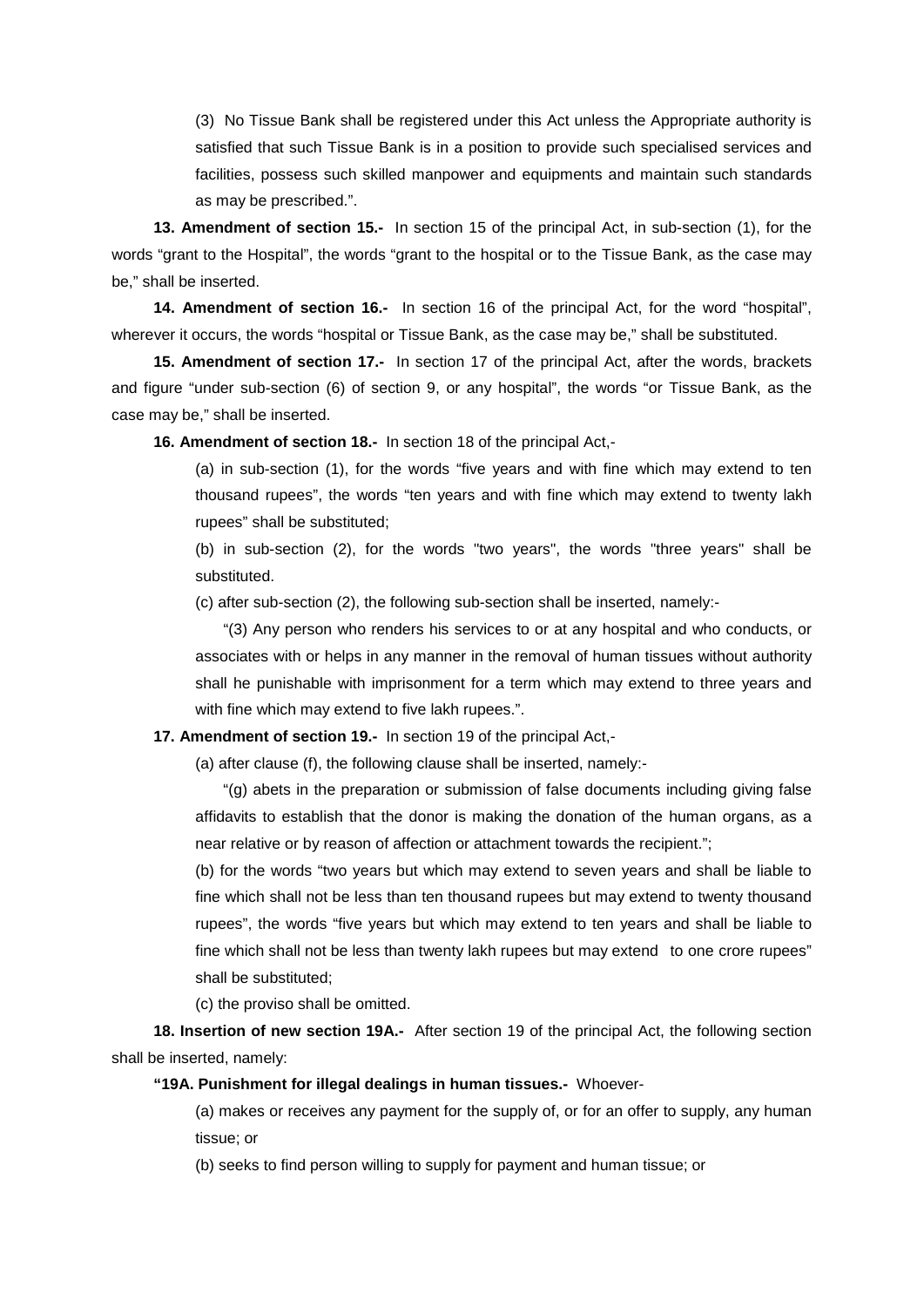(3) No Tissue Bank shall be registered under this Act unless the Appropriate authority is satisfied that such Tissue Bank is in a position to provide such specialised services and facilities, possess such skilled manpower and equipments and maintain such standards as may be prescribed.".

**13. Amendment of section 15.-** In section 15 of the principal Act, in sub-section (1), for the words "grant to the Hospital", the words "grant to the hospital or to the Tissue Bank, as the case may be," shall be inserted.

**14. Amendment of section 16.-** In section 16 of the principal Act, for the word "hospital", wherever it occurs, the words "hospital or Tissue Bank, as the case may be," shall be substituted.

**15. Amendment of section 17.-** In section 17 of the principal Act, after the words, brackets and figure "under sub-section (6) of section 9, or any hospital", the words "or Tissue Bank, as the case may be," shall be inserted.

**16. Amendment of section 18.-** In section 18 of the principal Act,-

(a) in sub-section (1), for the words "five years and with fine which may extend to ten thousand rupees", the words "ten years and with fine which may extend to twenty lakh rupees" shall be substituted;

(b) in sub-section (2), for the words "two years", the words "three years" shall be substituted.

(c) after sub-section (2), the following sub-section shall be inserted, namely:-

"(3) Any person who renders his services to or at any hospital and who conducts, or associates with or helps in any manner in the removal of human tissues without authority shall he punishable with imprisonment for a term which may extend to three years and with fine which may extend to five lakh rupees.".

**17. Amendment of section 19.-** In section 19 of the principal Act,-

(a) after clause (f), the following clause shall be inserted, namely:-

"(g) abets in the preparation or submission of false documents including giving false affidavits to establish that the donor is making the donation of the human organs, as a near relative or by reason of affection or attachment towards the recipient.";

(b) for the words "two years but which may extend to seven years and shall be liable to fine which shall not be less than ten thousand rupees but may extend to twenty thousand rupees", the words "five years but which may extend to ten years and shall be liable to fine which shall not be less than twenty lakh rupees but may extend to one crore rupees" shall be substituted;

(c) the proviso shall be omitted.

**18. Insertion of new section 19A.-** After section 19 of the principal Act, the following section shall be inserted, namely:

**"19A. Punishment for illegal dealings in human tissues.-** Whoever-

(a) makes or receives any payment for the supply of, or for an offer to supply, any human tissue; or

(b) seeks to find person willing to supply for payment and human tissue; or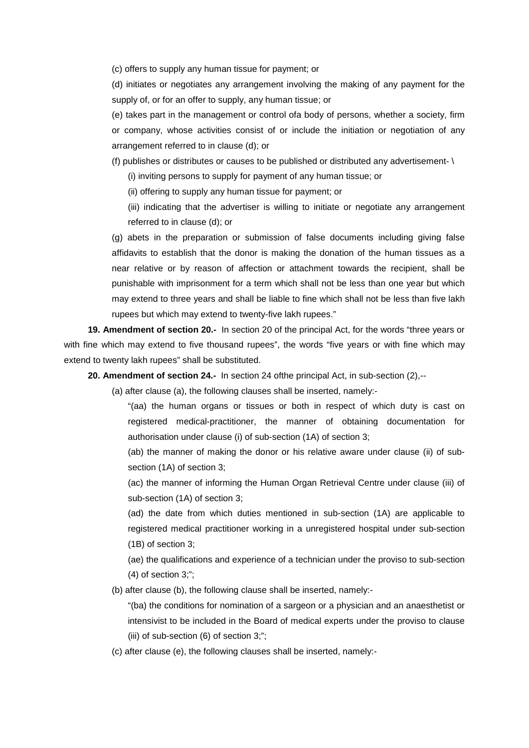(c) offers to supply any human tissue for payment; or

(d) initiates or negotiates any arrangement involving the making of any payment for the supply of, or for an offer to supply, any human tissue; or

(e) takes part in the management or control ofa body of persons, whether a society, firm or company, whose activities consist of or include the initiation or negotiation of any arrangement referred to in clause (d); or

(f) publishes or distributes or causes to be published or distributed any advertisement- \

(i) inviting persons to supply for payment of any human tissue; or

(ii) offering to supply any human tissue for payment; or

(iii) indicating that the advertiser is willing to initiate or negotiate any arrangement referred to in clause (d); or

(g) abets in the preparation or submission of false documents including giving false affidavits to establish that the donor is making the donation of the human tissues as a near relative or by reason of affection or attachment towards the recipient, shall be punishable with imprisonment for a term which shall not be less than one year but which may extend to three years and shall be liable to fine which shall not be less than five lakh rupees but which may extend to twenty-five lakh rupees."

**19. Amendment of section 20.-** In section 20 of the principal Act, for the words "three years or with fine which may extend to five thousand rupees", the words "five years or with fine which may extend to twenty lakh rupees" shall be substituted.

**20. Amendment of section 24.-** In section 24 ofthe principal Act, in sub-section (2),--

(a) after clause (a), the following clauses shall be inserted, namely:-

"(aa) the human organs or tissues or both in respect of which duty is cast on registered medical-practitioner, the manner of obtaining documentation for authorisation under clause (i) of sub-section (1A) of section 3;

(ab) the manner of making the donor or his relative aware under clause (ii) of sub-section (1A) of section 3;

(ac) the manner of informing the Human Organ Retrieval Centre under clause (iii) of sub-section (1A) of section 3;

(ad) the date from which duties mentioned in sub-section (1A) are applicable to registered medical practitioner working in a unregistered hospital under sub-section (1B) of section 3;

(ae) the qualifications and experience of a technician under the proviso to sub-section (4) of section 3;";

(b) after clause (b), the following clause shall be inserted, namely:-

"(ba) the conditions for nomination of a sargeon or a physician and an anaesthetist or intensivist to be included in the Board of medical experts under the proviso to clause (iii) of sub-section (6) of section 3;";

(c) after clause (e), the following clauses shall be inserted, namely:-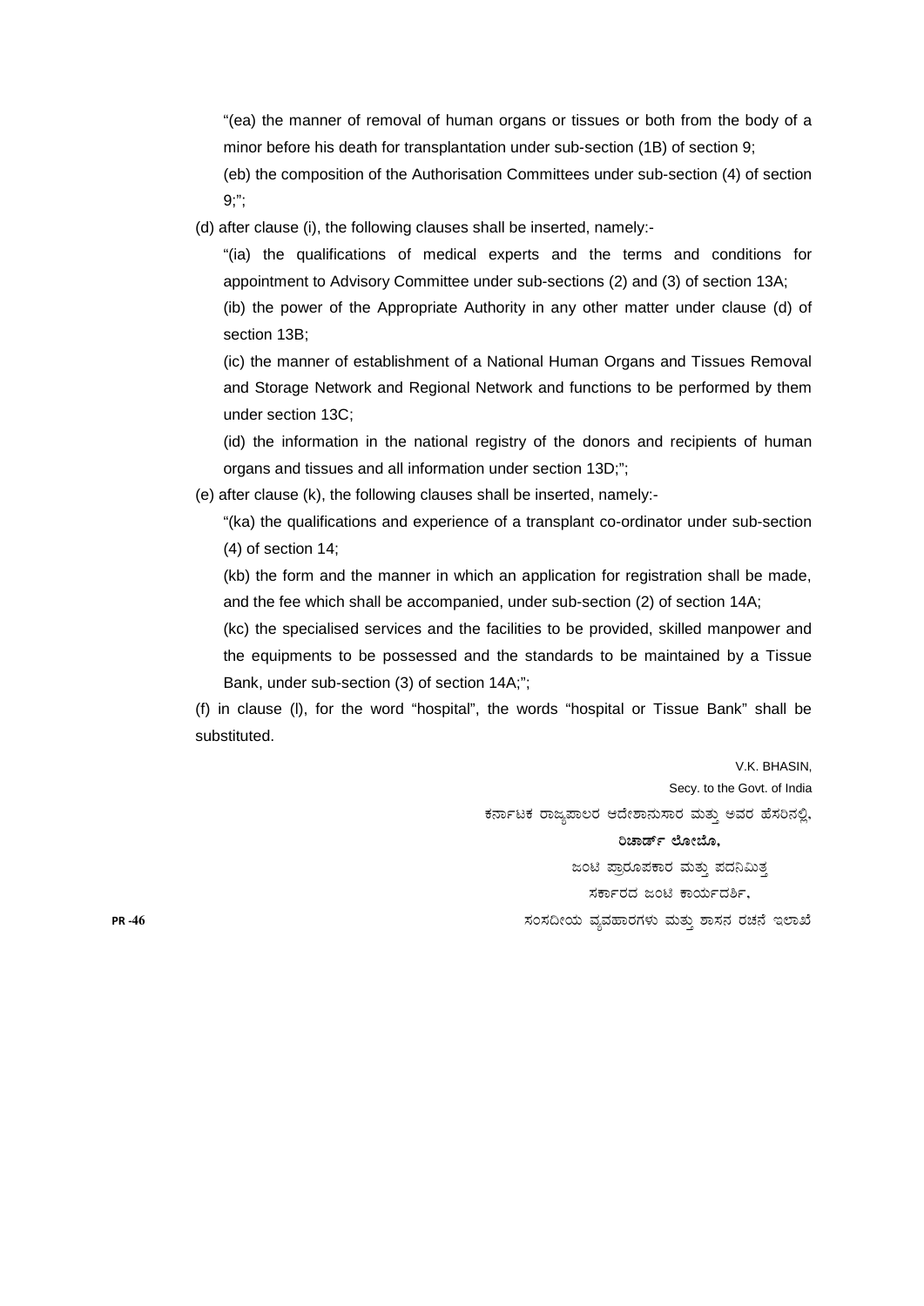"(ea) the manner of removal of human organs or tissues or both from the body of a minor before his death for transplantation under sub-section (1B) of section 9;

(eb) the composition of the Authorisation Committees under sub-section (4) of section 9;";

(d) after clause (i), the following clauses shall be inserted, namely:-

"(ia) the qualifications of medical experts and the terms and conditions for appointment to Advisory Committee under sub-sections (2) and (3) of section 13A;

(ib) the power of the Appropriate Authority in any other matter under clause (d) of section 13B;

(ic) the manner of establishment of a National Human Organs and Tissues Removal and Storage Network and Regional Network and functions to be performed by them under section 13C;

(id) the information in the national registry of the donors and recipients of human organs and tissues and all information under section 13D;";

(e) after clause (k), the following clauses shall be inserted, namely:-

"(ka) the qualifications and experience of a transplant co-ordinator under sub-section (4) of section 14;

(kb) the form and the manner in which an application for registration shall be made, and the fee which shall be accompanied, under sub-section (2) of section 14A;

(kc) the specialised services and the facilities to be provided, skilled manpower and the equipments to be possessed and the standards to be maintained by a Tissue Bank, under sub-section (3) of section 14A;";

(f) in clause (l), for the word "hospital", the words "hospital or Tissue Bank" shall be substituted.

V.K. BHASIN,
Secy. to the Govt. of India

ಕರ್ನಾಟಕ ರಾಜ್ಯಪಾಲರ ಆದೇಶಾನುಸಾರ ಮತ್ತು ಅವರ ಹೆಸರಿನಲ್ಲಿ,

**ರಿಚಾರ್ಡ್ ಲೋಬೊ,**

ಜಂಟಿ ಪ್ರಾರೂಪಕಾರ ಮತ್ತು ಪದನಿಮಿತ್ತ

ಸರ್ಕಾರದ ಜಂಟಿ ಕಾರ್ಯದರ್ಶಿ,

ಸಂಸದೀಯ ವ್ಯವಹಾರಗಳು ಮತ್ತು ಶಾಸನ ರಚನೆ ಇಲಾಖೆ

PR -46